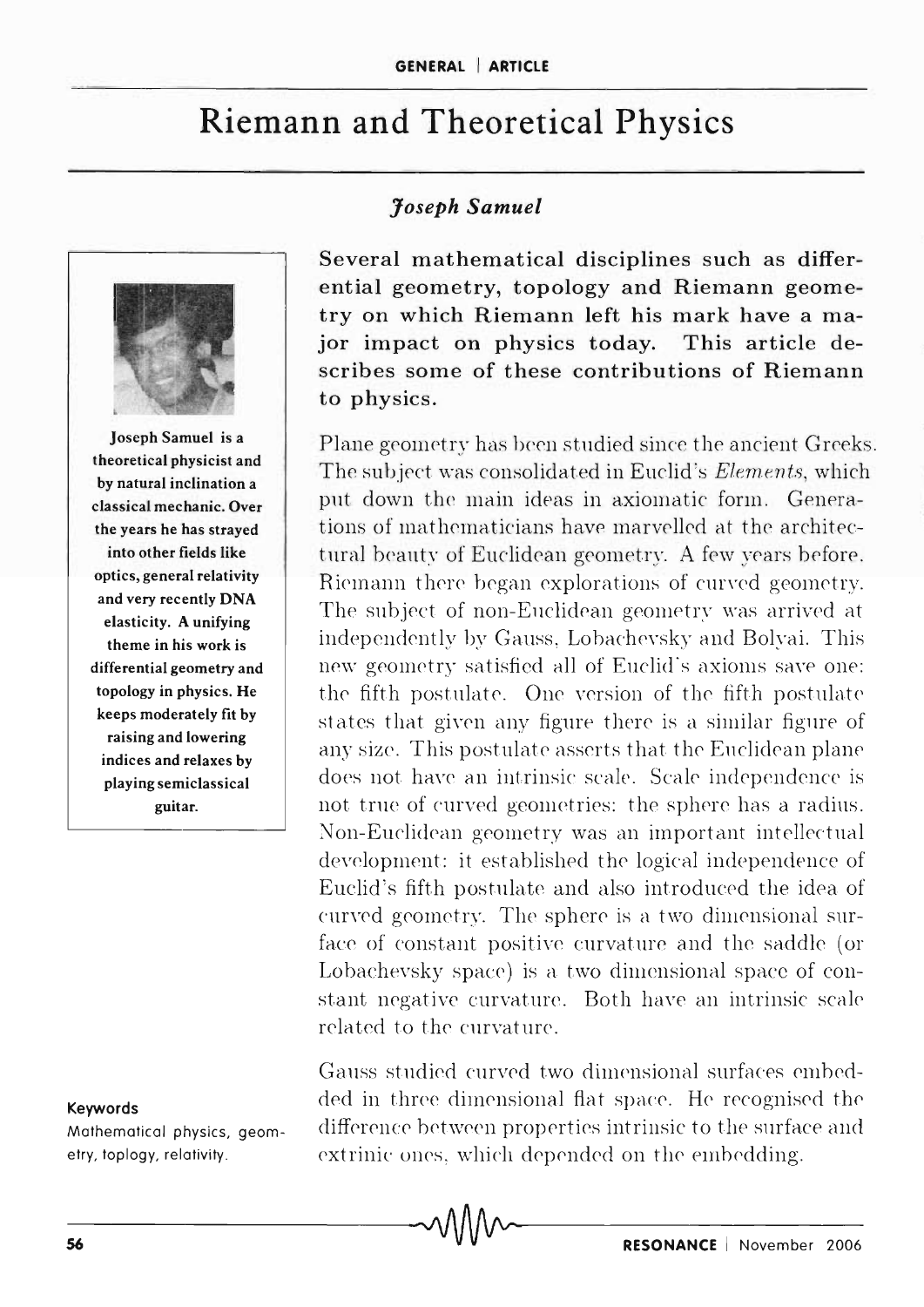# Riemann and Theoretical Physics

*Joseph Samuel*

Joseph Samuel is a theoretical physicist and by natural inclination a classical mechanic. Over the years he has strayed into other fields like optics, general relativity and very recently DNA elasticity. A unifying theme in his work is differential geometry and topology in physics. He keeps moderately fit by raising and lowering indices and relaxes by playing semiclassical guitar.

**Keywords**
Mathematical physics, geometry, toplogy, relativity.

**Several mathematical disciplines such as differential geometry, topology and Riemann geometry on which Riemann left his mark have a major impact on physics today. This article describes some of these contributions of Riemann to physics.**

Plane geometry has been studied since the ancient Greeks. The subject was consolidated in Euclid's *Elements*, which put down the main ideas in axiomatic form. Generations of mathematicians have marvelled at the architectural beauty of Euclidean geometry. A few years before Riemann there began explorations of curved geometry. The subject of non-Euclidean geometry was arrived at independently by Gauss, Lobachevsky and Bolyai. This new geometry satisfied all of Euclid's axioms save one: the fifth postulate. One version of the fifth postulate states that given any figure there is a similar figure of any size. This postulate asserts that the Euclidean plane does not have an intrinsic scale. Scale independence is not true of curved geometries: the sphere has a radius. Non-Euclidean geometry was an important intellectual development: it established the logical independence of Euclid's fifth postulate and also introduced the idea of curved geometry. The sphere is a two dimensional surface of constant positive curvature and the saddle (or Lobachevsky space) is a two dimensional space of constant negative curvature. Both have an intrinsic scale related to the curvature.

Gauss studied curved two dimensional surfaces embedded in three dimensional flat space. He recognised the difference between properties intrinsic to the surface and extrinic ones, which depended on the embedding.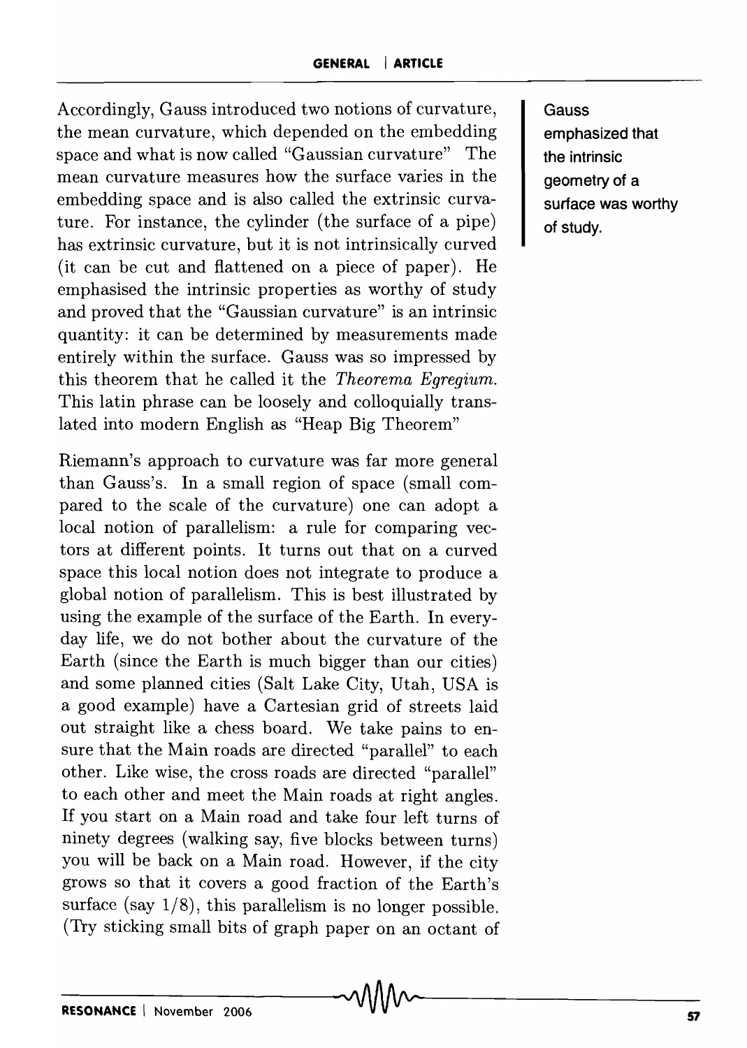Accordingly, Gauss introduced two notions of curvature, the mean curvature, which depended on the embedding space and what is now called "Gaussian curvature" The mean curvature measures how the surface varies in the embedding space and is also called the extrinsic curvature. For instance, the cylinder (the surface of a pipe) has extrinsic curvature, but it is not intrinsically curved (it can be cut and flattened on a piece of paper). He emphasised the intrinsic properties as worthy of study and proved that the "Gaussian curvature" is an intrinsic quantity: it can be determined by measurements made entirely within the surface. Gauss was so impressed by this theorem that he called it the *Theorema Egregium.* This latin phrase can be loosely and colloquially translated into modern English as "Heap Big Theorem"

Gauss emphasized that the intrinsic geometry of a surface was worthy of study.

Riemann's approach to curvature was far more general than Gauss's. In a small region of space (small compared to the scale of the curvature) one can adopt a local notion of parallelism: a rule for comparing vectors at different points. It turns out that on a curved space this local notion does not integrate to produce a global notion of parallelism. This is best illustrated by using the example of the surface of the Earth. In everyday life, we do not bother about the curvature of the Earth (since the Earth is much bigger than our cities) and some planned cities (Salt Lake City, Utah, USA is a good example) have a Cartesian grid of streets laid out straight like a chess board. We take pains to ensure that the Main roads are directed "parallel" to each other. Like wise, the cross roads are directed "parallel" to each other and meet the Main roads at right angles. If you start on a Main road and take four left turns of ninety degrees (walking say, five blocks between turns) you will be back on a Main road. However, if the city grows so that it covers a good fraction of the Earth's surface (say 1/8), this parallelism is no longer possible. (Try sticking small bits of graph paper on an octant of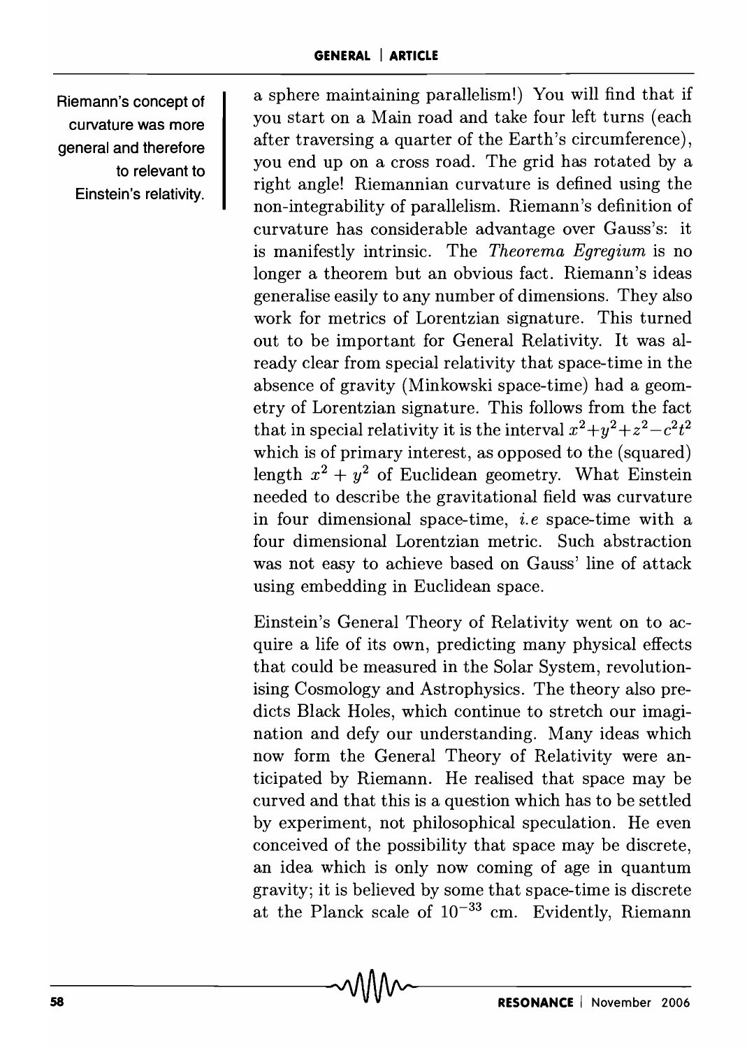Riemann's concept of curvature was more general and therefore to relevant to Einstein's relativity.

a sphere maintaining parallelism!) You will find that if you start on a Main road and take four left turns (each after traversing a quarter of the Earth's circumference), you end up on a cross road. The grid has rotated by a right angle! Riemannian curvature is defined using the non-integrability of parallelism. Riemann's definition of curvature has considerable advantage over Gauss's: it is manifestly intrinsic. The *Theorema Egregium* is no longer a theorem but an obvious fact. Riemann's ideas generalise easily to any number of dimensions. They also work for metrics of Lorentzian signature. This turned out to be important for General Relativity. It was already clear from special relativity that space-time in the absence of gravity (Minkowski space-time) had a geometry of Lorentzian signature. This follows from the fact that in special relativity it is the interval $x^2+y^2+z^2-c^2t^2$ which is of primary interest, as opposed to the (squared) length $x^2 + y^2$ of Euclidean geometry. What Einstein needed to describe the gravitational field was curvature in four dimensional space-time, *i.e* space-time with a four dimensional Lorentzian metric. Such abstraction was not easy to achieve based on Gauss' line of attack using embedding in Euclidean space.

Einstein's General Theory of Relativity went on to acquire a life of its own, predicting many physical effects that could be measured in the Solar System, revolutionising Cosmology and Astrophysics. The theory also predicts Black Holes, which continue to stretch our imagination and defy our understanding. Many ideas which now form the General Theory of Relativity were anticipated by Riemann. He realised that space may be curved and that this is a question which has to be settled by experiment, not philosophical speculation. He even conceived of the possibility that space may be discrete, an idea which is only now coming of age in quantum gravity; it is believed by some that space-time is discrete at the Planck scale of $10^{-33}$ cm. Evidently, Riemann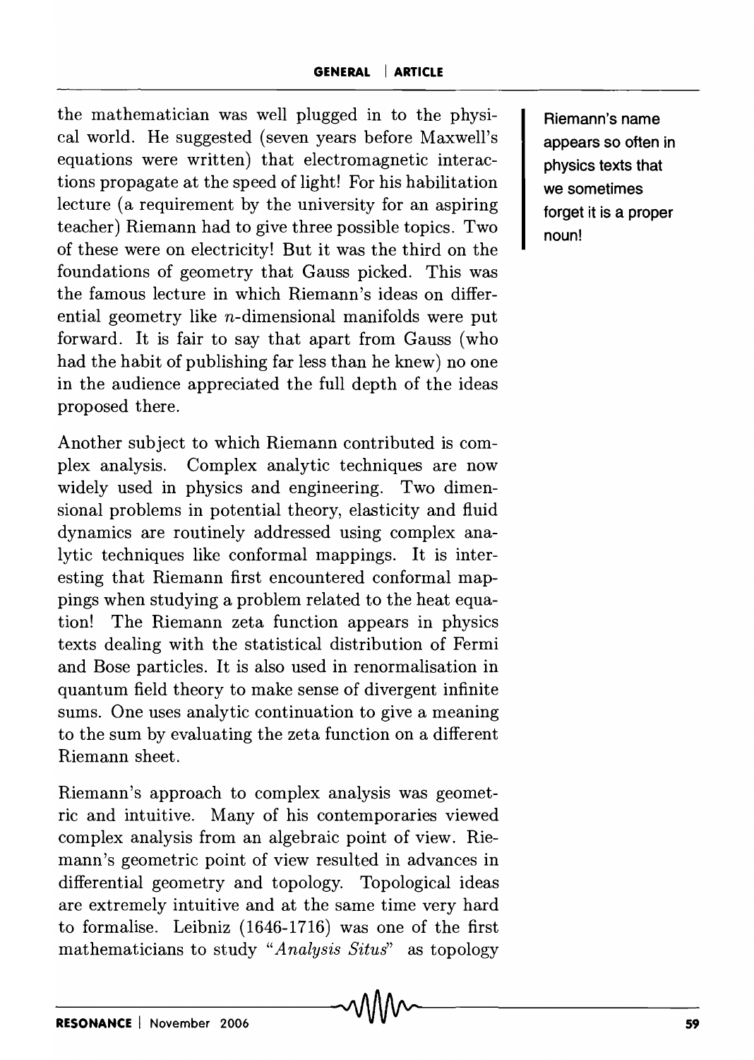the mathematician was well plugged in to the physical world. He suggested (seven years before Maxwell's equations were written) that electromagnetic interactions propagate at the speed of light! For his habilitation lecture (a requirement by the university for an aspiring teacher) Riemann had to give three possible topics. Two of these were on electricity! But it was the third on the foundations of geometry that Gauss picked. This was the famous lecture in which Riemann's ideas on differential geometry like $n$-dimensional manifolds were put forward. It is fair to say that apart from Gauss (who had the habit of publishing far less than he knew) no one in the audience appreciated the full depth of the ideas proposed there.

**Riemann's name appears so often in physics texts that we sometimes forget it is a proper noun!**

Another subject to which Riemann contributed is complex analysis. Complex analytic techniques are now widely used in physics and engineering. Two dimensional problems in potential theory, elasticity and fluid dynamics are routinely addressed using complex analytic techniques like conformal mappings. It is interesting that Riemann first encountered conformal mappings when studying a problem related to the heat equation! The Riemann zeta function appears in physics texts dealing with the statistical distribution of Fermi and Bose particles. It is also used in renormalisation in quantum field theory to make sense of divergent infinite sums. One uses analytic continuation to give a meaning to the sum by evaluating the zeta function on a different Riemann sheet.

Riemann's approach to complex analysis was geometric and intuitive. Many of his contemporaries viewed complex analysis from an algebraic point of view. Riemann's geometric point of view resulted in advances in differential geometry and topology. Topological ideas are extremely intuitive and at the same time very hard to formalise. Leibniz (1646-1716) was one of the first mathematicians to study "*Analysis Situs*" as topology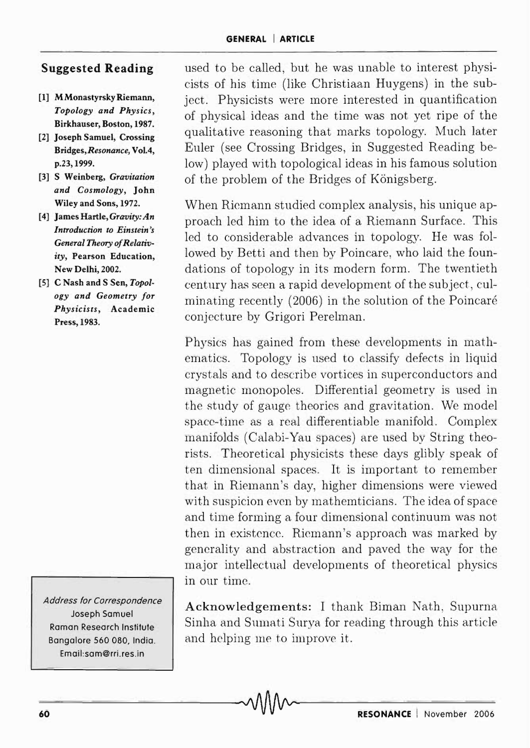used to be called, but he was unable to interest physicists of his time (like Christiaan Huygens) in the subject. Physicists were more interested in quantification of physical ideas and the time was not yet ripe of the qualitative reasoning that marks topology. Much later Euler (see Crossing Bridges, in Suggested Reading below) played with topological ideas in his famous solution of the problem of the Bridges of Königsberg.

When Riemann studied complex analysis, his unique approach led him to the idea of a Riemann Surface. This led to considerable advances in topology. He was followed by Betti and then by Poincare, who laid the foundations of topology in its modern form. The twentieth century has seen a rapid development of the subject, culminating recently (2006) in the solution of the Poincaré conjecture by Grigori Perelman.

Physics has gained from these developments in mathematics. Topology is used to classify defects in liquid crystals and to describe vortices in superconductors and magnetic monopoles. Differential geometry is used in the study of gauge theories and gravitation. We model space-time as a real differentiable manifold. Complex manifolds (Calabi-Yau spaces) are used by String theorists. Theoretical physicists these days glibly speak of ten dimensional spaces. It is important to remember that in Riemann's day, higher dimensions were viewed with suspicion even by mathemticians. The idea of space and time forming a four dimensional continuum was not then in existence. Riemann's approach was marked by generality and abstraction and paved the way for the major intellectual developments of theoretical physics in our time.

**Acknowledgements:** I thank Biman Nath, Supurna Sinha and Sumati Surya for reading through this article and helping me to improve it.

## Suggested Reading

[1] M Monastyrsky Riemann, *Topology and Physics*, Birkhauser, Boston, 1987.

[2] Joseph Samuel, Crossing Bridges, *Resonance*, Vol.4, p.23, 1999.

[3] S Weinberg, *Gravitation and Cosmology*, John Wiley and Sons, 1972.

[4] James Hartle, *Gravity: An Introduction to Einstein's General Theory of Relativity*, Pearson Education, New Delhi, 2002.

[5] C Nash and S Sen, *Topology and Geometry for Physicists*, Academic Press, 1983.

*Address for Correspondence*
Joseph Samuel
Raman Research Institute
Bangalore 560 080, India.
Email:sam@rri.res.in